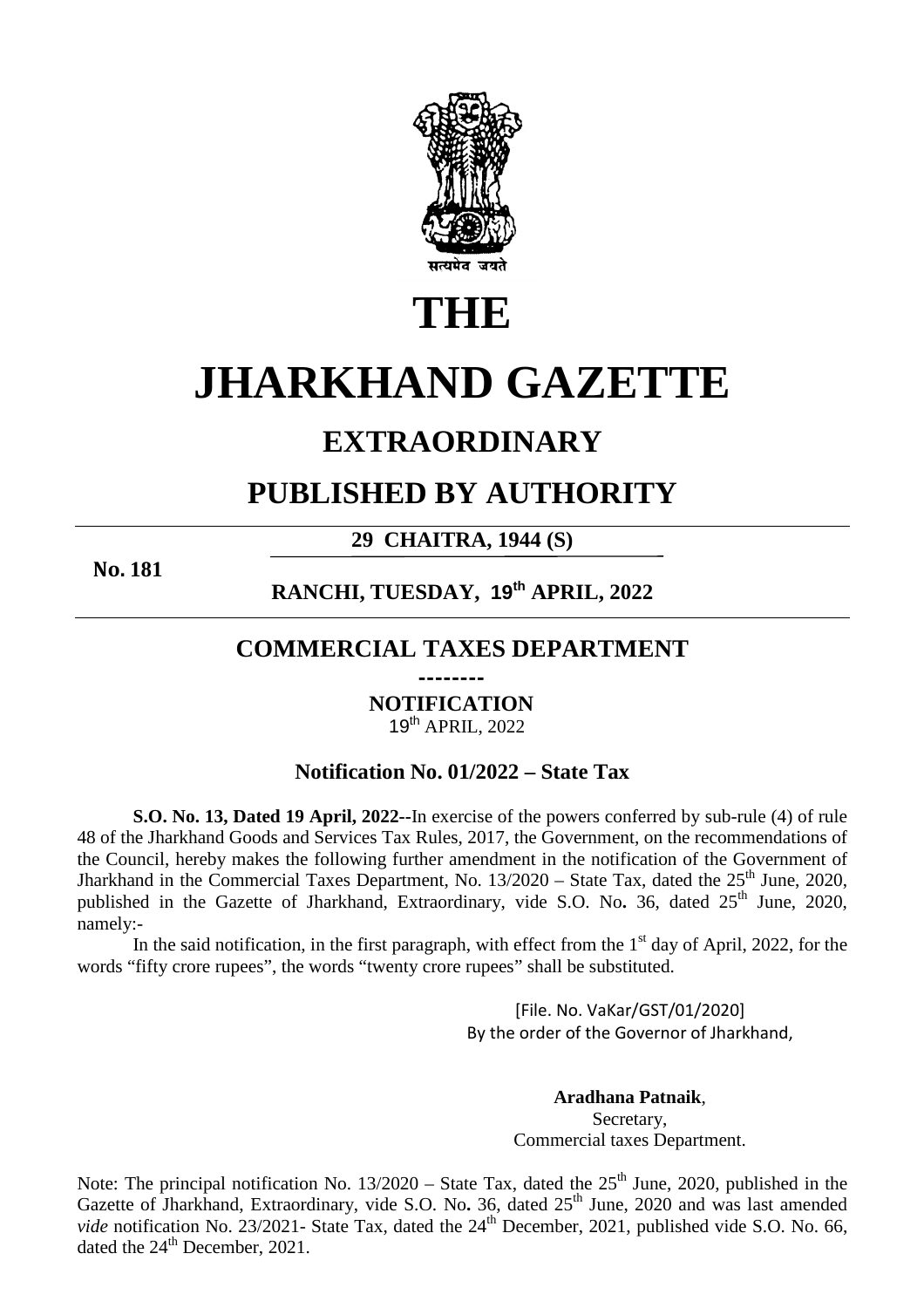सत्यमेव जयते

# THE JHARKHAND GAZETTE

## EXTRAORDINARY

## PUBLISHED BY AUTHORITY

**29 CHAITRA, 1944 (S)**

**No. 181**

**RANCHI, TUESDAY, 19th APRIL, 2022**

## COMMERCIAL TAXES DEPARTMENT

--------

**NOTIFICATION**

19th APRIL, 2022

### Notification No. 01/2022 – State Tax

**S.O. No. 13, Dated 19 April, 2022**--In exercise of the powers conferred by sub-rule (4) of rule 48 of the Jharkhand Goods and Services Tax Rules, 2017, the Government, on the recommendations of the Council, hereby makes the following further amendment in the notification of the Government of Jharkhand in the Commercial Taxes Department, No. 13/2020 – State Tax, dated the 25th June, 2020, published in the Gazette of Jharkhand, Extraordinary, vide S.O. No**.** 36, dated 25th June, 2020, namely:-

In the said notification, in the first paragraph, with effect from the 1st day of April, 2022, for the words "fifty crore rupees", the words "twenty crore rupees" shall be substituted.

[File. No. VaKar/GST/01/2020]
By the order of the Governor of Jharkhand,

**Aradhana Patnaik**,
Secretary,
Commercial taxes Department.

Note: The principal notification No. 13/2020 – State Tax, dated the 25th June, 2020, published in the Gazette of Jharkhand, Extraordinary, vide S.O. No**.** 36, dated 25th June, 2020 and was last amended *vide* notification No. 23/2021- State Tax, dated the 24th December, 2021, published vide S.O. No. 66, dated the 24th December, 2021.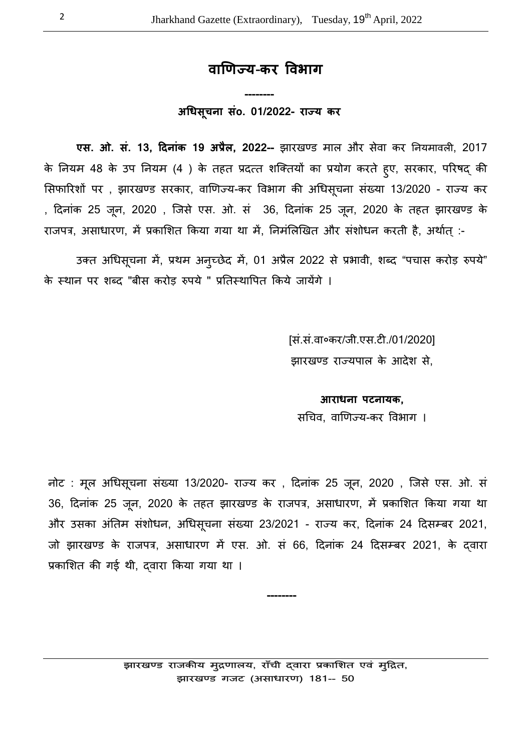# वाणिज्य-कर विभाग

--------

**अधिसूचना सं० 01/2022- राज्य कर**

**एस. ओ. सं. 13, दिनांक 19 अप्रैल, 2022--** झारखण्ड माल और सेवा कर नियमावली, 2017 के नियम 48 के उप नियम (4 ) के तहत प्रदत्त शक्तियों का प्रयोग करते हुए, सरकार, परिषद् की सिफारिशों पर , झारखण्ड सरकार, वाणिज्य-कर विभाग की अधिसूचना संख्या 13/2020 - राज्य कर , दिनांक 25 जून, 2020 , जिसे एस. ओ. सं 36, दिनांक 25 जून, 2020 के तहत झारखण्ड के राजपत्र, असाधारण, में प्रकाशित किया गया था में, निमंलिखित और संशोधन करती है, अर्थात् :-

उक्त अधिसूचना में, प्रथम अनुच्छेद में, 01 अप्रैल 2022 से प्रभावी, शब्द "पचास करोड़ रुपये" के स्थान पर शब्द "बीस करोड़ रुपये " प्रतिस्थापित किये जायेंगे ।

[सं.सं.वा०कर/जी.एस.टी./01/2020]

झारखण्ड राज्यपाल के आदेश से,

**आराधना पटनायक,**

सचिव, वाणिज्य-कर विभाग ।

नोट : मूल अधिसूचना संख्या 13/2020- राज्य कर , दिनांक 25 जून, 2020 , जिसे एस. ओ. सं 36, दिनांक 25 जून, 2020 के तहत झारखण्ड के राजपत्र, असाधारण, में प्रकाशित किया गया था और उसका अंतिम संशोधन, अधिसूचना संख्या 23/2021 - राज्य कर, दिनांक 24 दिसम्बर 2021, जो झारखण्ड के राजपत्र, असाधारण में एस. ओ. सं 66, दिनांक 24 दिसम्बर 2021, के द्वारा प्रकाशित की गई थी, द्वारा किया गया था ।

--------

झारखण्ड राजकीय मुद्रणालय, राँची द्वारा प्रकाशित एवं मुद्रित,
झारखण्ड गजट (असाधारण) 181-- 50